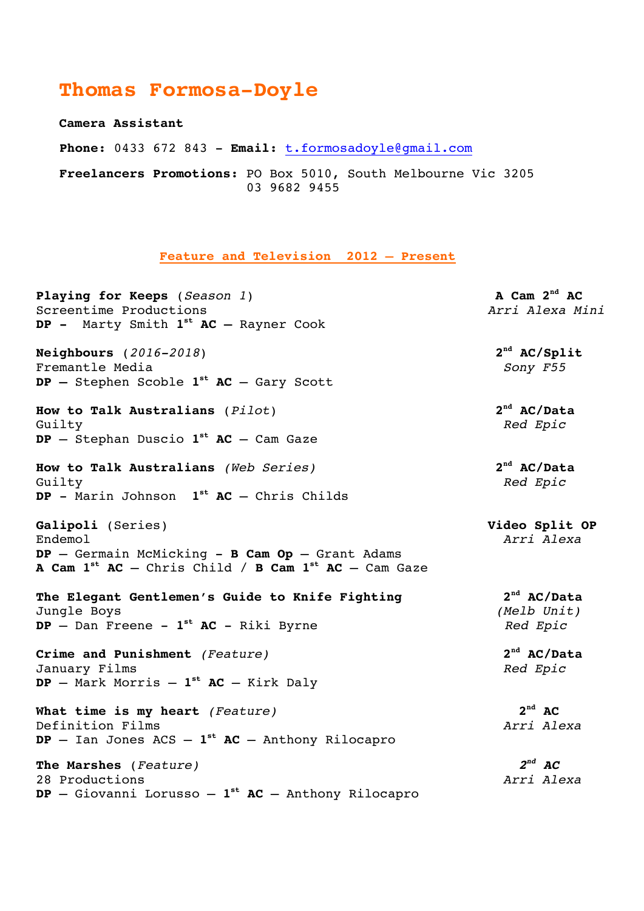# Thomas Formosa-Doyle

**Camera Assistant**

**Phone:** 0433 672 843 - **Email:** t.formosadoyle@gmail.com

**Freelancers Promotions:** PO Box 5010, South Melbourne Vic 3205
03 9682 9455

## Feature and Television 2012 – Present

**Playing for Keeps** (*Season 1*) — **A Cam 2nd AC**
Screentime Productions — *Arri Alexa Mini*
**DP -** Marty Smith **1st AC** – Rayner Cook

**Neighbours** (*2016-2018*) — **2nd AC/Split**
Fremantle Media — *Sony F55*
**DP** – Stephen Scoble **1st AC** – Gary Scott

**How to Talk Australians** (*Pilot*) — **2nd AC/Data**
Guilty — *Red Epic*
**DP** – Stephan Duscio **1st AC** – Cam Gaze

**How to Talk Australians** *(Web Series)* — **2nd AC/Data**
Guilty — *Red Epic*
**DP** - Marin Johnson **1st AC** – Chris Childs

**Galipoli** (Series) — **Video Split OP**
Endemol — *Arri Alexa*
**DP** – Germain McMicking - **B Cam Op** – Grant Adams
**A Cam 1st AC** – Chris Child / **B Cam 1st AC** – Cam Gaze

**The Elegant Gentlemen's Guide to Knife Fighting** — **2nd AC/Data**
Jungle Boys — *(Melb Unit)*
**DP** – Dan Freene - **1st AC** - Riki Byrne — *Red Epic*

**Crime and Punishment** *(Feature)* — **2nd AC/Data**
January Films — *Red Epic*
**DP** – Mark Morris – **1st AC** – Kirk Daly

**What time is my heart** *(Feature)* — **2nd AC**
Definition Films — *Arri Alexa*
**DP** – Ian Jones ACS – **1st AC** – Anthony Rilocapro

**The Marshes** *(Feature)* — ***2nd AC***
28 Productions — *Arri Alexa*
**DP** – Giovanni Lorusso – **1st AC** – Anthony Rilocapro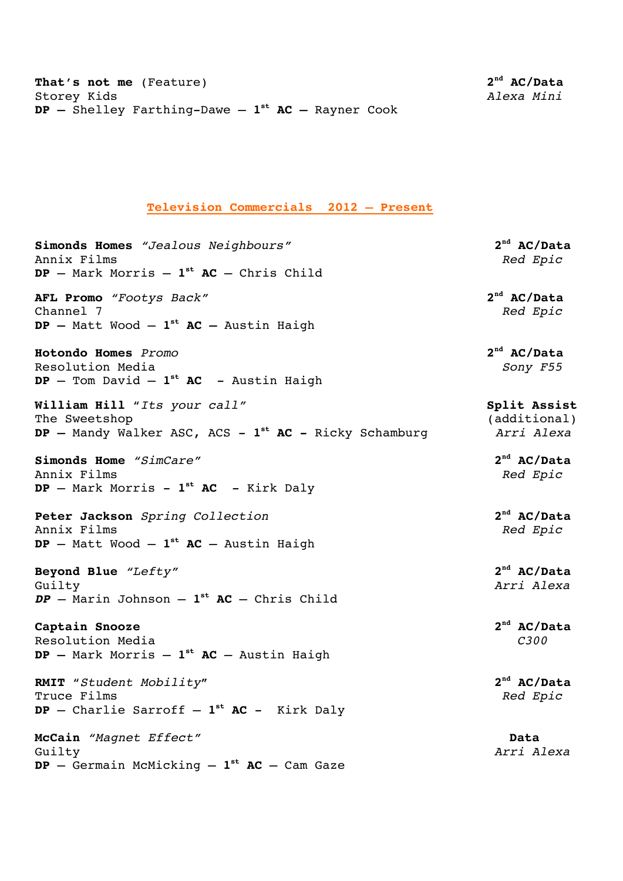**That's not me** (Feature) — **2nd AC/Data**
Storey Kids — *Alexa Mini*
**DP** – Shelley Farthing-Dawe – **1st AC** – Rayner Cook

## Television Commercials 2012 – Present

**Simonds Homes** *"Jealous Neighbours"* — **2nd AC/Data**
Annix Films — *Red Epic*
**DP** – Mark Morris – **1st AC** – Chris Child

**AFL Promo** *"Footys Back"* — **2nd AC/Data**
Channel 7 — *Red Epic*
**DP** – Matt Wood – **1st AC** – Austin Haigh

**Hotondo Homes** *Promo* — **2nd AC/Data**
Resolution Media — *Sony F55*
**DP** – Tom David – **1st AC** – Austin Haigh

**William Hill** *"Its your call"* — **Split Assist** (additional)
The Sweetshop — *Arri Alexa*
**DP** – Mandy Walker ASC, ACS - **1st AC** - Ricky Schamburg

**Simonds Home** *"SimCare"* — **2nd AC/Data**
Annix Films — *Red Epic*
**DP** – Mark Morris - **1st AC** - Kirk Daly

**Peter Jackson** *Spring Collection* — **2nd AC/Data**
Annix Films — *Red Epic*
**DP** – Matt Wood – **1st AC** – Austin Haigh

**Beyond Blue** *"Lefty"* — **2nd AC/Data**
Guilty — *Arri Alexa*
***DP*** – Marin Johnson – **1st AC** – Chris Child

**Captain Snooze** — **2nd AC/Data**
Resolution Media — *C300*
**DP** – Mark Morris – **1st AC** – Austin Haigh

**RMIT** "*Student Mobility*" — **2nd AC/Data**
Truce Films — *Red Epic*
**DP** – Charlie Sarroff – **1st AC** - Kirk Daly

**McCain** *"Magnet Effect"* — **Data**
Guilty — *Arri Alexa*
**DP** – Germain McMicking – **1st AC** – Cam Gaze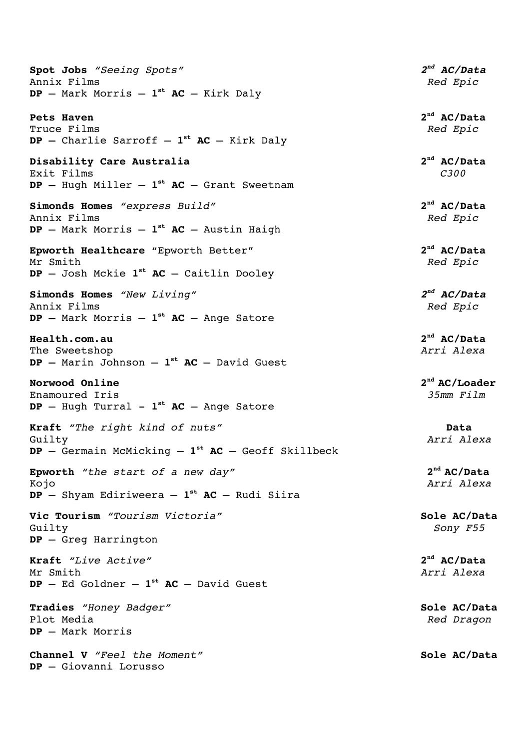**Spot Jobs** *"Seeing Spots"* — ***2nd AC/Data***
Annix Films — *Red Epic*
**DP** – Mark Morris – **1st AC** – Kirk Daly

**Pets Haven** — **2nd AC/Data**
Truce Films — *Red Epic*
**DP –** Charlie Sarroff – **1st AC** – Kirk Daly

**Disability Care Australia** — **2nd AC/Data**
Exit Films — *C300*
**DP –** Hugh Miller – **1st AC** – Grant Sweetnam

**Simonds Homes** *"express Build"* — **2nd AC/Data**
Annix Films — *Red Epic*
**DP** – Mark Morris – **1st AC** – Austin Haigh

**Epworth Healthcare** "Epworth Better" — **2nd AC/Data**
Mr Smith — *Red Epic*
**DP** – Josh Mckie **1st AC** – Caitlin Dooley

**Simonds Homes** *"New Living"* — ***2nd AC/Data***
Annix Films — *Red Epic*
**DP –** Mark Morris – **1st AC** – Ange Satore

**Health.com.au** — **2nd AC/Data**
The Sweetshop — *Arri Alexa*
**DP –** Marin Johnson – **1st AC** – David Guest

**Norwood Online** — **2nd AC/Loader**
Enamoured Iris — *35mm Film*
**DP** – Hugh Turral **- 1st AC** – Ange Satore

**Kraft** *"The right kind of nuts"* — **Data**
Guilty — *Arri Alexa*
**DP** – Germain McMicking – **1st AC** – Geoff Skillbeck

**Epworth** *"the start of a new day"* — **2nd AC/Data**
Kojo — *Arri Alexa*
**DP** – Shyam Ediriweera – **1st AC** – Rudi Siira

**Vic Tourism** *"Tourism Victoria"* — **Sole AC/Data**
Guilty — *Sony F55*
**DP** – Greg Harrington

**Kraft** *"Live Active"* — **2nd AC/Data**
Mr Smith — *Arri Alexa*
**DP** – Ed Goldner – **1st AC** – David Guest

**Tradies** *"Honey Badger"* — **Sole AC/Data**
Plot Media — *Red Dragon*
**DP** – Mark Morris

**Channel V** *"Feel the Moment"* — **Sole AC/Data**
**DP** – Giovanni Lorusso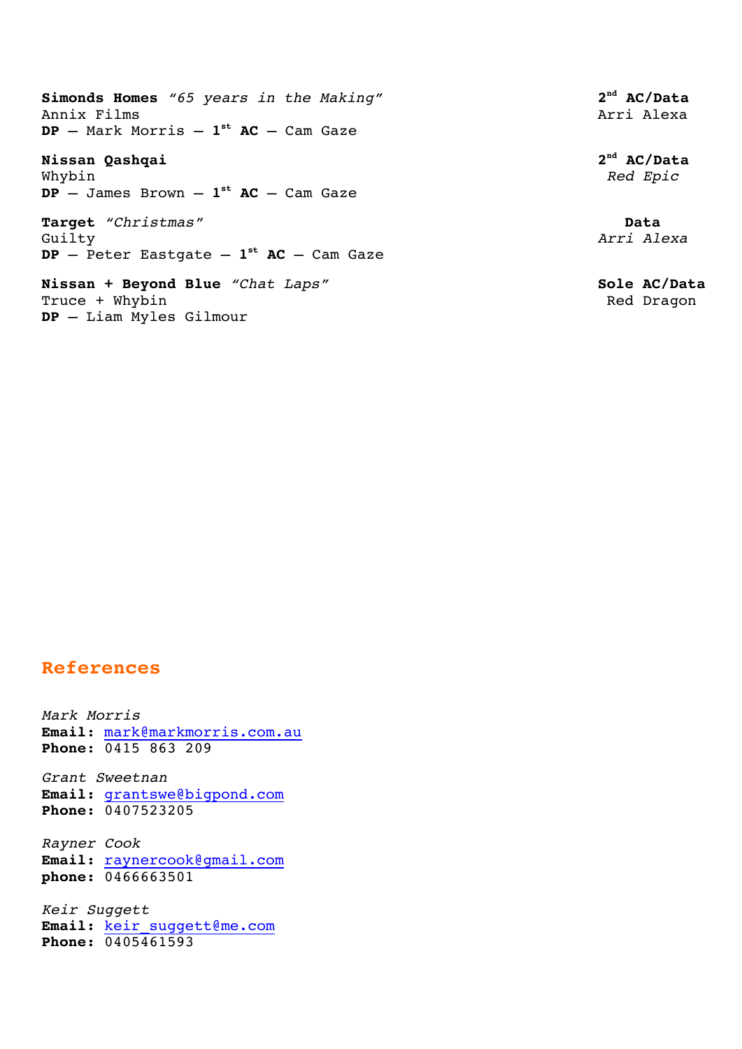**Simonds Homes** *"65 years in the Making"* — **2nd AC/Data**
Annix Films — Arri Alexa
**DP** – Mark Morris – **1st AC** – Cam Gaze

**Nissan Qashqai** — **2nd AC/Data**
Whybin — *Red Epic*
**DP** – James Brown – **1st AC** – Cam Gaze

**Target** *"Christmas"* — **Data**
Guilty — *Arri Alexa*
**DP** – Peter Eastgate – **1st AC** – Cam Gaze

**Nissan + Beyond Blue** *"Chat Laps"* — **Sole AC/Data**
Truce + Whybin — Red Dragon
**DP** – Liam Myles Gilmour

## References

*Mark Morris*
**Email:** mark@markmorris.com.au
**Phone:** 0415 863 209

*Grant Sweetnan*
**Email:** grantswe@bigpond.com
**Phone:** 0407523205

*Rayner Cook*
**Email:** raynercook@gmail.com
**phone:** 0466663501

*Keir Suggett*
**Email:** keir_suggett@me.com
**Phone:** 0405461593